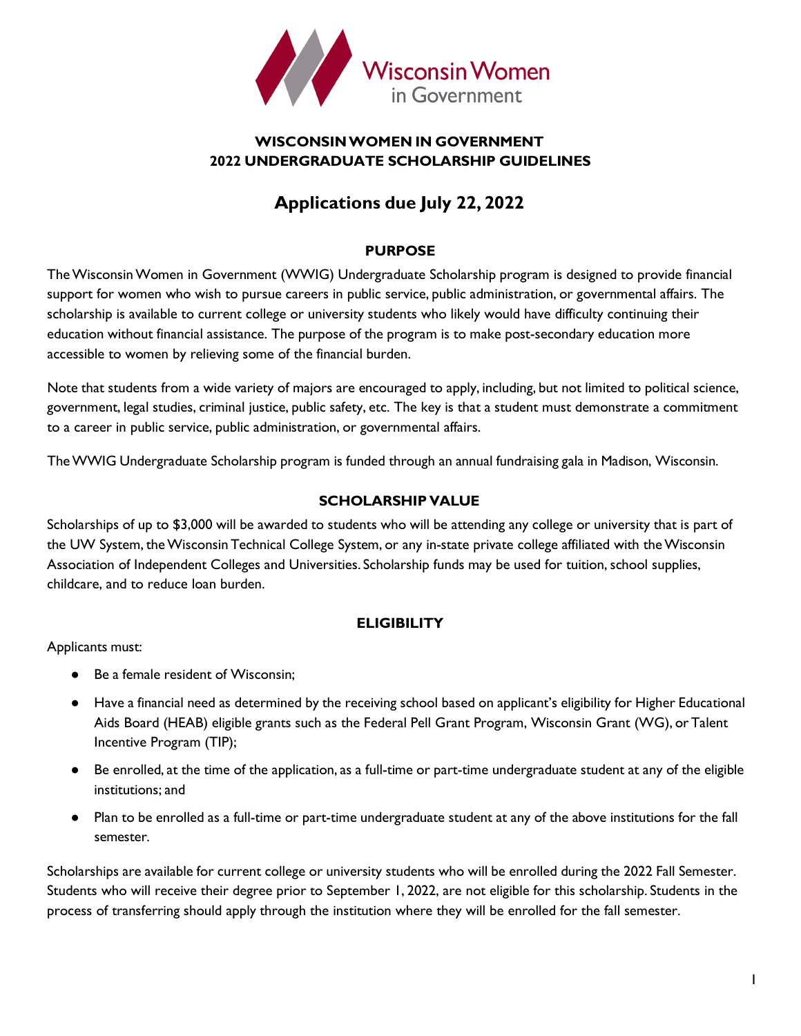Wisconsin Women in Government

# WISCONSIN WOMEN IN GOVERNMENT
# 2022 UNDERGRADUATE SCHOLARSHIP GUIDELINES

## Applications due July 22, 2022

### PURPOSE

The Wisconsin Women in Government (WWIG) Undergraduate Scholarship program is designed to provide financial support for women who wish to pursue careers in public service, public administration, or governmental affairs. The scholarship is available to current college or university students who likely would have difficulty continuing their education without financial assistance. The purpose of the program is to make post-secondary education more accessible to women by relieving some of the financial burden.

Note that students from a wide variety of majors are encouraged to apply, including, but not limited to political science, government, legal studies, criminal justice, public safety, etc. The key is that a student must demonstrate a commitment to a career in public service, public administration, or governmental affairs.

The WWIG Undergraduate Scholarship program is funded through an annual fundraising gala in Madison, Wisconsin.

### SCHOLARSHIP VALUE

Scholarships of up to $3,000 will be awarded to students who will be attending any college or university that is part of the UW System, the Wisconsin Technical College System, or any in-state private college affiliated with the Wisconsin Association of Independent Colleges and Universities. Scholarship funds may be used for tuition, school supplies, childcare, and to reduce loan burden.

### ELIGIBILITY

Applicants must:

- Be a female resident of Wisconsin;
- Have a financial need as determined by the receiving school based on applicant's eligibility for Higher Educational Aids Board (HEAB) eligible grants such as the Federal Pell Grant Program, Wisconsin Grant (WG), or Talent Incentive Program (TIP);
- Be enrolled, at the time of the application, as a full-time or part-time undergraduate student at any of the eligible institutions; and
- Plan to be enrolled as a full-time or part-time undergraduate student at any of the above institutions for the fall semester.

Scholarships are available for current college or university students who will be enrolled during the 2022 Fall Semester. Students who will receive their degree prior to September 1, 2022, are not eligible for this scholarship. Students in the process of transferring should apply through the institution where they will be enrolled for the fall semester.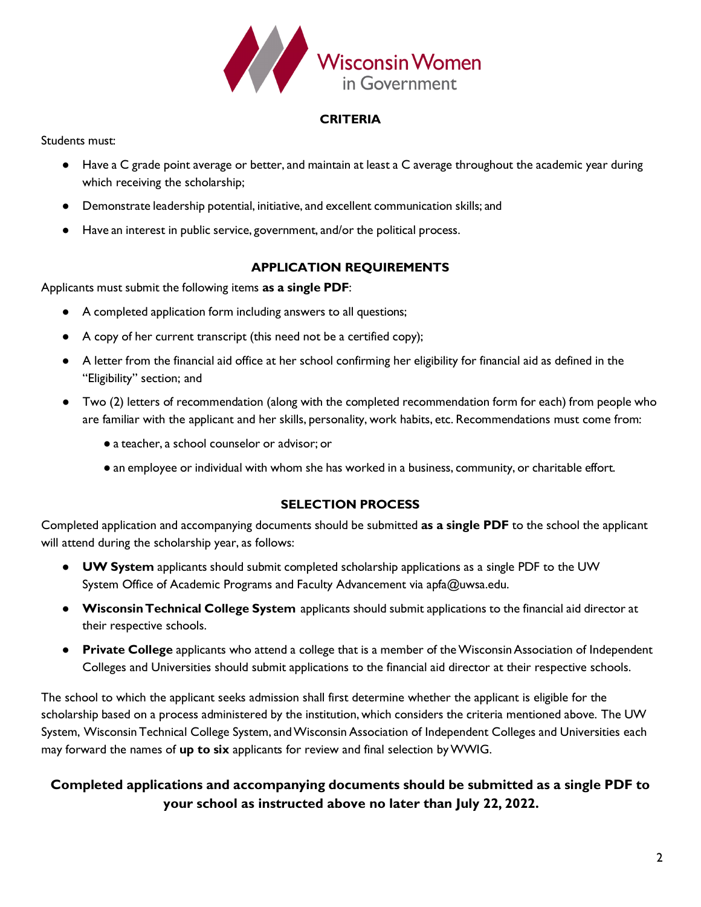## CRITERIA

Students must:

- Have a C grade point average or better, and maintain at least a C average throughout the academic year during which receiving the scholarship;
- Demonstrate leadership potential, initiative, and excellent communication skills; and
- Have an interest in public service, government, and/or the political process.

## APPLICATION REQUIREMENTS

Applicants must submit the following items **as a single PDF**:

- A completed application form including answers to all questions;
- A copy of her current transcript (this need not be a certified copy);
- A letter from the financial aid office at her school confirming her eligibility for financial aid as defined in the "Eligibility" section; and
- Two (2) letters of recommendation (along with the completed recommendation form for each) from people who are familiar with the applicant and her skills, personality, work habits, etc. Recommendations must come from:
  - a teacher, a school counselor or advisor; or
  - an employee or individual with whom she has worked in a business, community, or charitable effort.

## SELECTION PROCESS

Completed application and accompanying documents should be submitted **as a single PDF** to the school the applicant will attend during the scholarship year, as follows:

- **UW System** applicants should submit completed scholarship applications as a single PDF to the UW System Office of Academic Programs and Faculty Advancement via apfa@uwsa.edu.
- **Wisconsin Technical College System** applicants should submit applications to the financial aid director at their respective schools.
- **Private College** applicants who attend a college that is a member of the Wisconsin Association of Independent Colleges and Universities should submit applications to the financial aid director at their respective schools.

The school to which the applicant seeks admission shall first determine whether the applicant is eligible for the scholarship based on a process administered by the institution, which considers the criteria mentioned above. The UW System, Wisconsin Technical College System, and Wisconsin Association of Independent Colleges and Universities each may forward the names of **up to six** applicants for review and final selection by WWIG.

**Completed applications and accompanying documents should be submitted as a single PDF to your school as instructed above no later than July 22, 2022.**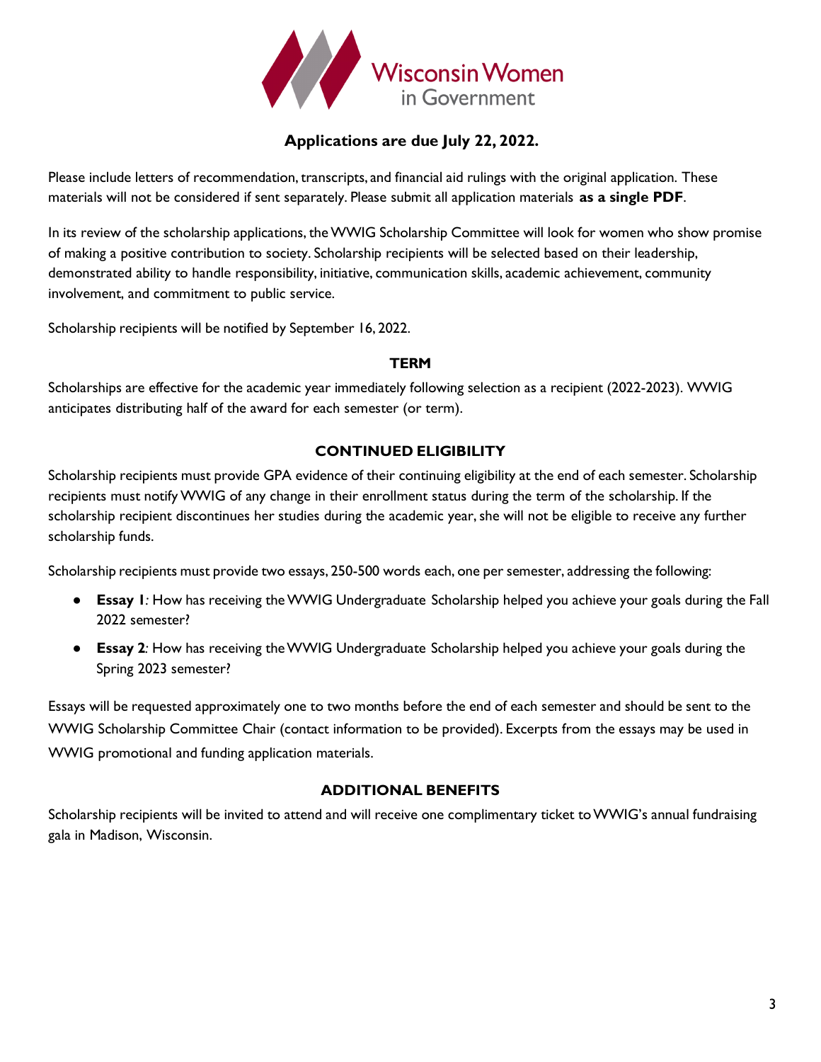Wisconsin Women in Government

**Applications are due July 22, 2022.**

Please include letters of recommendation, transcripts, and financial aid rulings with the original application. These materials will not be considered if sent separately. Please submit all application materials **as a single PDF**.

In its review of the scholarship applications, the WWIG Scholarship Committee will look for women who show promise of making a positive contribution to society. Scholarship recipients will be selected based on their leadership, demonstrated ability to handle responsibility, initiative, communication skills, academic achievement, community involvement, and commitment to public service.

Scholarship recipients will be notified by September 16, 2022.

## TERM

Scholarships are effective for the academic year immediately following selection as a recipient (2022-2023). WWIG anticipates distributing half of the award for each semester (or term).

## CONTINUED ELIGIBILITY

Scholarship recipients must provide GPA evidence of their continuing eligibility at the end of each semester. Scholarship recipients must notify WWIG of any change in their enrollment status during the term of the scholarship. If the scholarship recipient discontinues her studies during the academic year, she will not be eligible to receive any further scholarship funds.

Scholarship recipients must provide two essays, 250-500 words each, one per semester, addressing the following:

- **Essay 1**: How has receiving the WWIG Undergraduate Scholarship helped you achieve your goals during the Fall 2022 semester?
- **Essay 2**: How has receiving the WWIG Undergraduate Scholarship helped you achieve your goals during the Spring 2023 semester?

Essays will be requested approximately one to two months before the end of each semester and should be sent to the WWIG Scholarship Committee Chair (contact information to be provided). Excerpts from the essays may be used in WWIG promotional and funding application materials.

## ADDITIONAL BENEFITS

Scholarship recipients will be invited to attend and will receive one complimentary ticket to WWIG's annual fundraising gala in Madison, Wisconsin.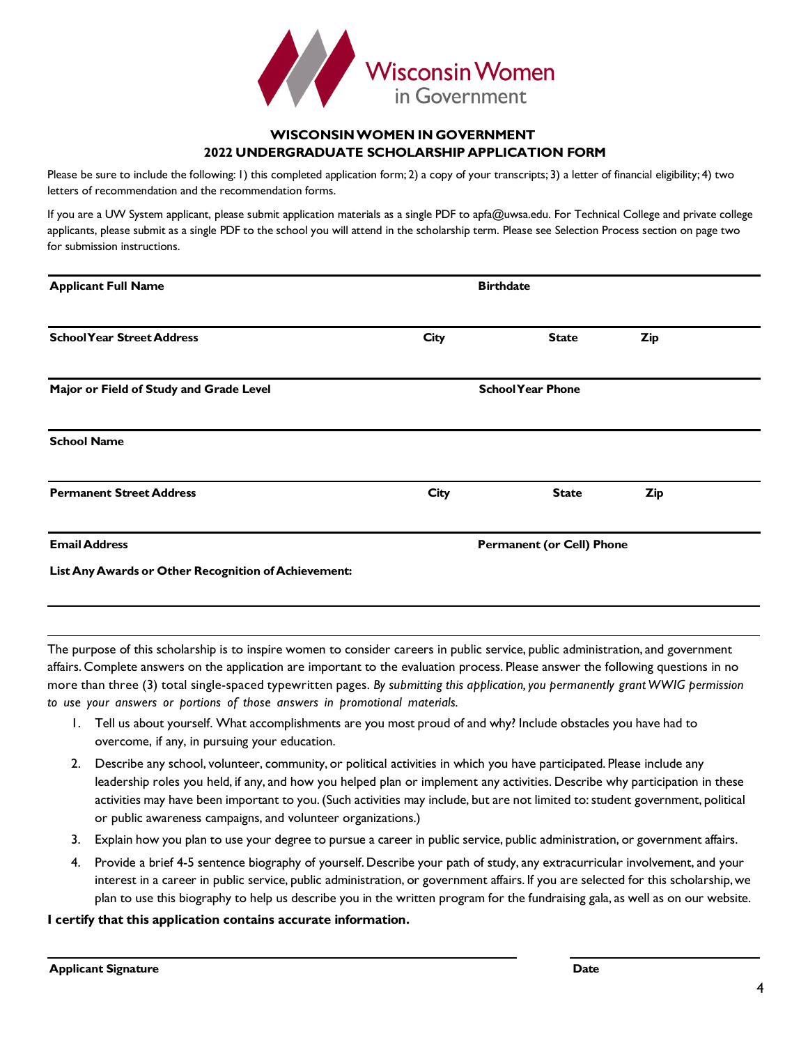# WISCONSIN WOMEN IN GOVERNMENT
## 2022 UNDERGRADUATE SCHOLARSHIP APPLICATION FORM

Please be sure to include the following: 1) this completed application form; 2) a copy of your transcripts; 3) a letter of financial eligibility; 4) two letters of recommendation and the recommendation forms.

If you are a UW System applicant, please submit application materials as a single PDF to apfa@uwsa.edu. For Technical College and private college applicants, please submit as a single PDF to the school you will attend in the scholarship term. Please see Selection Process section on page two for submission instructions.

| **Applicant Full Name** | | **Birthdate** | |
|---|---|---|---|
| **School Year Street Address** | **City** | **State** | **Zip** |
| **Major or Field of Study and Grade Level** | | **School Year Phone** | |
| **School Name** | | | |
| **Permanent Street Address** | **City** | **State** | **Zip** |
| **Email Address** | | **Permanent (or Cell) Phone** | |

**List Any Awards or Other Recognition of Achievement:**

---

The purpose of this scholarship is to inspire women to consider careers in public service, public administration, and government affairs. Complete answers on the application are important to the evaluation process. Please answer the following questions in no more than three (3) total single-spaced typewritten pages. *By submitting this application, you permanently grant WWIG permission to use your answers or portions of those answers in promotional materials.*

1. Tell us about yourself. What accomplishments are you most proud of and why? Include obstacles you have had to overcome, if any, in pursuing your education.
2. Describe any school, volunteer, community, or political activities in which you have participated. Please include any leadership roles you held, if any, and how you helped plan or implement any activities. Describe why participation in these activities may have been important to you. (Such activities may include, but are not limited to: student government, political or public awareness campaigns, and volunteer organizations.)
3. Explain how you plan to use your degree to pursue a career in public service, public administration, or government affairs.
4. Provide a brief 4-5 sentence biography of yourself. Describe your path of study, any extracurricular involvement, and your interest in a career in public service, public administration, or government affairs. If you are selected for this scholarship, we plan to use this biography to help us describe you in the written program for the fundraising gala, as well as on our website.

**I certify that this application contains accurate information.**

| **Applicant Signature** | **Date** |
|---|---|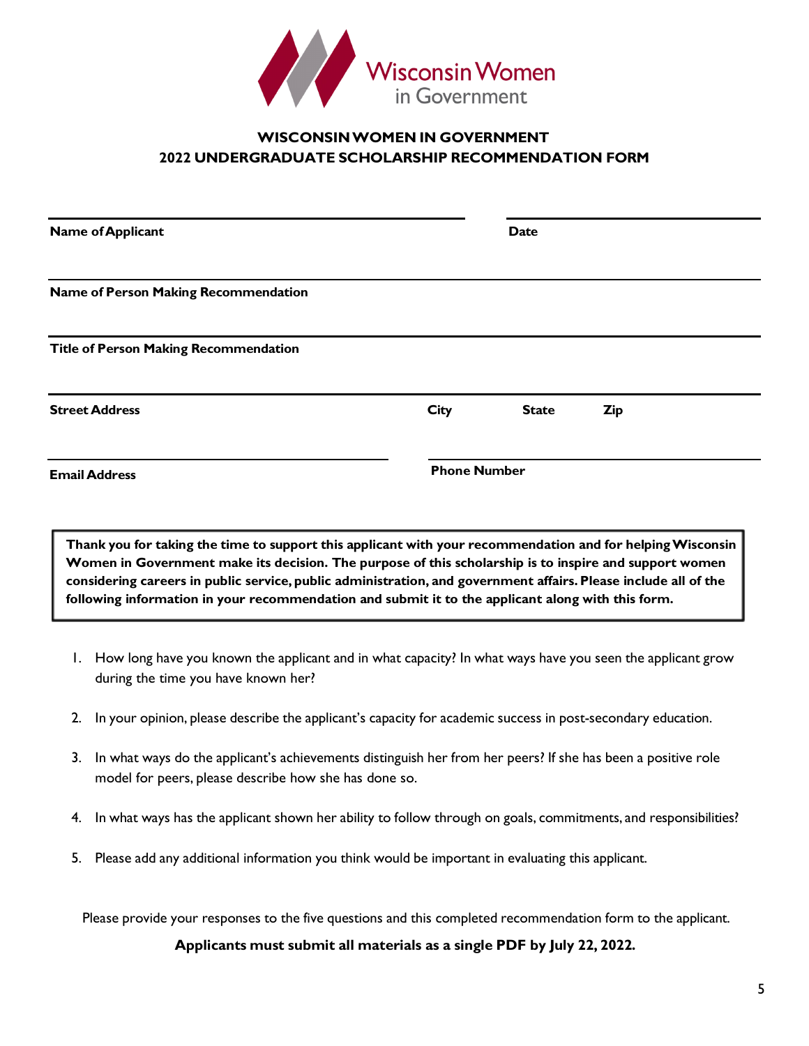Wisconsin Women in Government

## WISCONSIN WOMEN IN GOVERNMENT
## 2022 UNDERGRADUATE SCHOLARSHIP RECOMMENDATION FORM

**Name of Applicant** **Date**

**Name of Person Making Recommendation**

**Title of Person Making Recommendation**

**Street Address** **City** **State** **Zip**

**Email Address** **Phone Number**

**Thank you for taking the time to support this applicant with your recommendation and for helping Wisconsin Women in Government make its decision. The purpose of this scholarship is to inspire and support women considering careers in public service, public administration, and government affairs. Please include all of the following information in your recommendation and submit it to the applicant along with this form.**

1. How long have you known the applicant and in what capacity? In what ways have you seen the applicant grow during the time you have known her?
2. In your opinion, please describe the applicant's capacity for academic success in post-secondary education.
3. In what ways do the applicant's achievements distinguish her from her peers? If she has been a positive role model for peers, please describe how she has done so.
4. In what ways has the applicant shown her ability to follow through on goals, commitments, and responsibilities?
5. Please add any additional information you think would be important in evaluating this applicant.

Please provide your responses to the five questions and this completed recommendation form to the applicant.

**Applicants must submit all materials as a single PDF by July 22, 2022.**